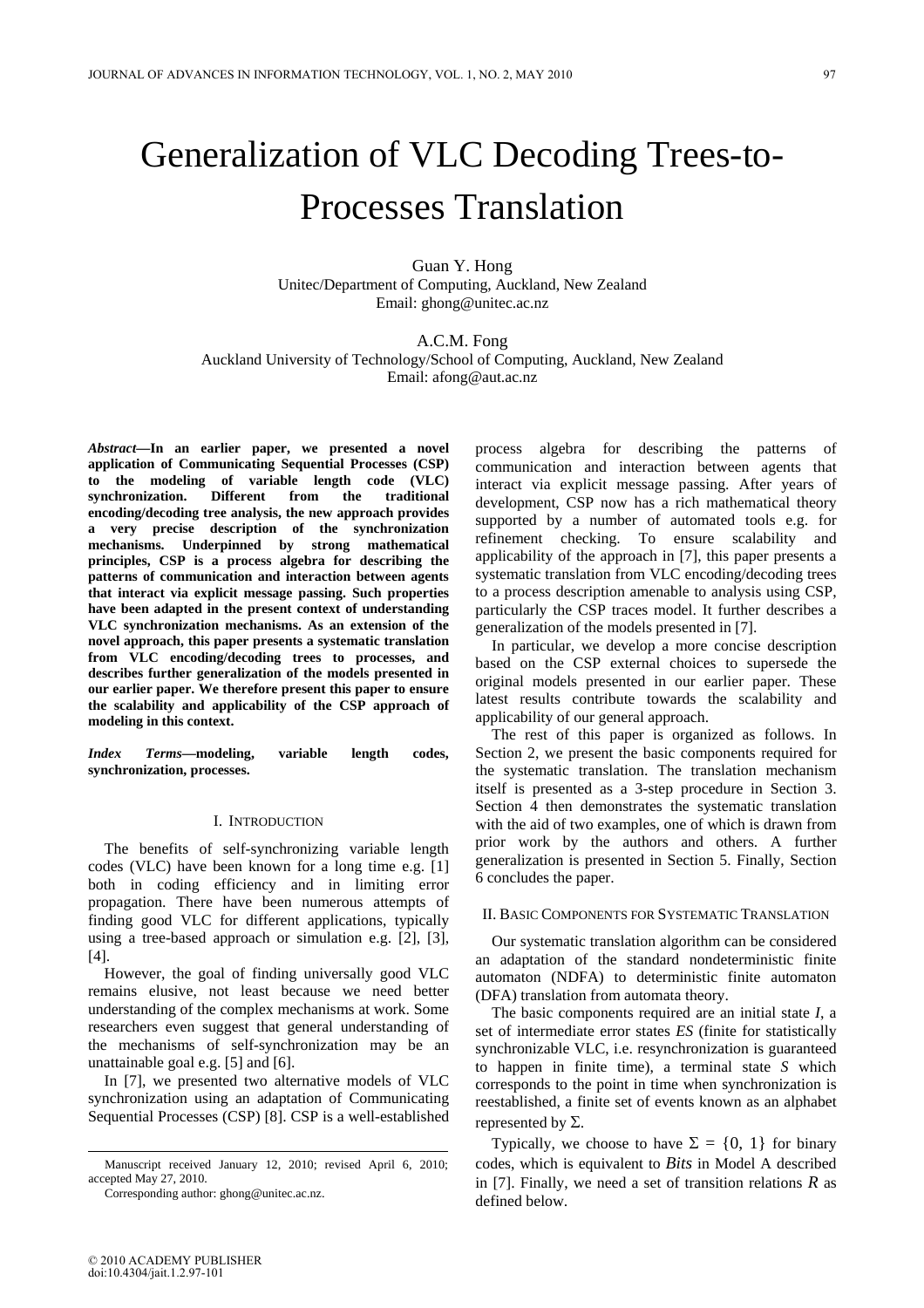# Generalization of VLC Decoding Trees-to-Processes Translation

Guan Y. Hong
Unitec/Department of Computing, Auckland, New Zealand
Email: ghong@unitec.ac.nz

A.C.M. Fong
Auckland University of Technology/School of Computing, Auckland, New Zealand
Email: afong@aut.ac.nz

***Abstract*—In an earlier paper, we presented a novel application of Communicating Sequential Processes (CSP) to the modeling of variable length code (VLC) synchronization. Different from the traditional encoding/decoding tree analysis, the new approach provides a very precise description of the synchronization mechanisms. Underpinned by strong mathematical principles, CSP is a process algebra for describing the patterns of communication and interaction between agents that interact via explicit message passing. Such properties have been adapted in the present context of understanding VLC synchronization mechanisms. As an extension of the novel approach, this paper presents a systematic translation from VLC encoding/decoding trees to processes, and describes further generalization of the models presented in our earlier paper. We therefore present this paper to ensure the scalability and applicability of the CSP approach of modeling in this context.**

***Index Terms*—modeling, variable length codes, synchronization, processes.**

## I. Introduction

The benefits of self-synchronizing variable length codes (VLC) have been known for a long time e.g. [1] both in coding efficiency and in limiting error propagation. There have been numerous attempts of finding good VLC for different applications, typically using a tree-based approach or simulation e.g. [2], [3], [4].

However, the goal of finding universally good VLC remains elusive, not least because we need better understanding of the complex mechanisms at work. Some researchers even suggest that general understanding of the mechanisms of self-synchronization may be an unattainable goal e.g. [5] and [6].

In [7], we presented two alternative models of VLC synchronization using an adaptation of Communicating Sequential Processes (CSP) [8]. CSP is a well-established process algebra for describing the patterns of communication and interaction between agents that interact via explicit message passing. After years of development, CSP now has a rich mathematical theory supported by a number of automated tools e.g. for refinement checking. To ensure scalability and applicability of the approach in [7], this paper presents a systematic translation from VLC encoding/decoding trees to a process description amenable to analysis using CSP, particularly the CSP traces model. It further describes a generalization of the models presented in [7].

In particular, we develop a more concise description based on the CSP external choices to supersede the original models presented in our earlier paper. These latest results contribute towards the scalability and applicability of our general approach.

The rest of this paper is organized as follows. In Section 2, we present the basic components required for the systematic translation. The translation mechanism itself is presented as a 3-step procedure in Section 3. Section 4 then demonstrates the systematic translation with the aid of two examples, one of which is drawn from prior work by the authors and others. A further generalization is presented in Section 5. Finally, Section 6 concludes the paper.

## II. Basic Components for Systematic Translation

Our systematic translation algorithm can be considered an adaptation of the standard nondeterministic finite automaton (NDFA) to deterministic finite automaton (DFA) translation from automata theory.

The basic components required are an initial state *I*, a set of intermediate error states *ES* (finite for statistically synchronizable VLC, i.e. resynchronization is guaranteed to happen in finite time), a terminal state *S* which corresponds to the point in time when synchronization is reestablished, a finite set of events known as an alphabet represented by $\Sigma$.

Typically, we choose to have $\Sigma = \{0, 1\}$ for binary codes, which is equivalent to *Bits* in Model A described in [7]. Finally, we need a set of transition relations $R$ as defined below.

---

Manuscript received January 12, 2010; revised April 6, 2010; accepted May 27, 2010.

Corresponding author: ghong@unitec.ac.nz.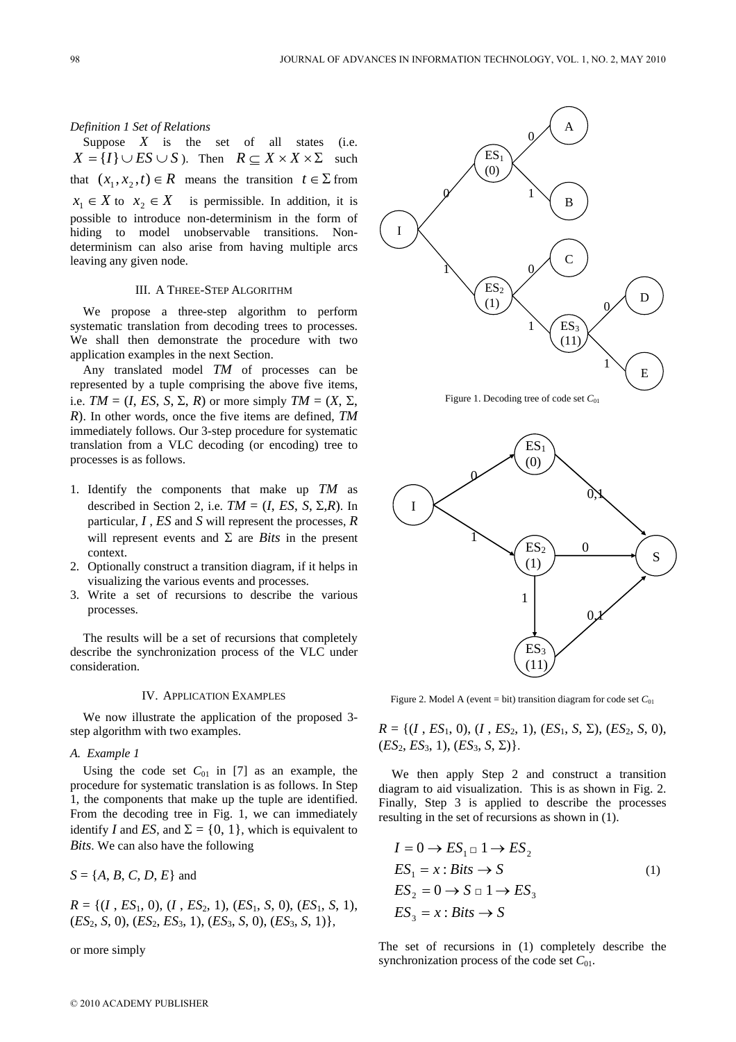*Definition 1 Set of Relations*

Suppose $X$ is the set of all states (i.e. $X = \{I\} \cup ES \cup S$). Then $R \subseteq X \times X \times \Sigma$ such that $(x_1, x_2, t) \in R$ means the transition $t \in \Sigma$ from $x_1 \in X$ to $x_2 \in X$ is permissible. In addition, it is possible to introduce non-determinism in the form of hiding to model unobservable transitions. Non-determinism can also arise from having multiple arcs leaving any given node.

## III. A Three-Step Algorithm

We propose a three-step algorithm to perform systematic translation from decoding trees to processes. We shall then demonstrate the procedure with two application examples in the next Section.

Any translated model $TM$ of processes can be represented by a tuple comprising the above five items, i.e. $TM = (I, ES, S, \Sigma, R)$ or more simply $TM = (X, \Sigma, R)$. In other words, once the five items are defined, $TM$ immediately follows. Our 3-step procedure for systematic translation from a VLC decoding (or encoding) tree to processes is as follows.

1. Identify the components that make up $TM$ as described in Section 2, i.e. $TM = (I, ES, S, \Sigma, R)$. In particular, $I$, $ES$ and $S$ will represent the processes, $R$ will represent events and $\Sigma$ are *Bits* in the present context.
2. Optionally construct a transition diagram, if it helps in visualizing the various events and processes.
3. Write a set of recursions to describe the various processes.

The results will be a set of recursions that completely describe the synchronization process of the VLC under consideration.

## IV. Application Examples

We now illustrate the application of the proposed 3-step algorithm with two examples.

### *A. Example 1*

Using the code set $C_{01}$ in [7] as an example, the procedure for systematic translation is as follows. In Step 1, the components that make up the tuple are identified. From the decoding tree in Fig. 1, we can immediately identify $I$ and $ES$, and $\Sigma = \{0, 1\}$, which is equivalent to *Bits*. We can also have the following

$S = \{A, B, C, D, E\}$ and

$R = \{(I, ES_1, 0), (I, ES_2, 1), (ES_1, S, 0), (ES_1, S, 1), (ES_2, S, 0), (ES_2, ES_3, 1), (ES_3, S, 0), (ES_3, S, 1)\}$,

or more simply

Figure 1. Decoding tree of code set $C_{01}$

Figure 2. Model A (event = bit) transition diagram for code set $C_{01}$

$R = \{(I, ES_1, 0), (I, ES_2, 1), (ES_1, S, \Sigma), (ES_2, S, 0), (ES_2, ES_3, 1), (ES_3, S, \Sigma)\}$.

We then apply Step 2 and construct a transition diagram to aid visualization. This is as shown in Fig. 2. Finally, Step 3 is applied to describe the processes resulting in the set of recursions as shown in (1).

$$
\begin{aligned}
I &= 0 \rightarrow ES_1 \,\square\, 1 \rightarrow ES_2 \\
ES_1 &= x : Bits \rightarrow S \\
ES_2 &= 0 \rightarrow S \,\square\, 1 \rightarrow ES_3 \\
ES_3 &= x : Bits \rightarrow S
\end{aligned}
\tag{1}
$$

The set of recursions in (1) completely describe the synchronization process of the code set $C_{01}$.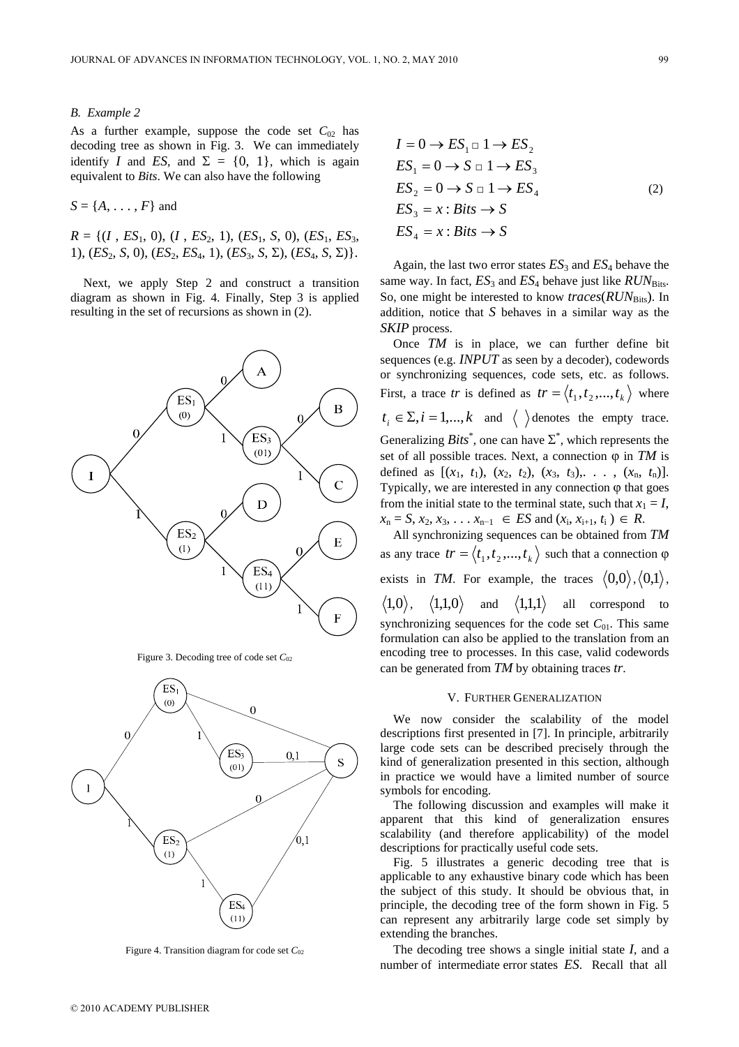### B. Example 2

As a further example, suppose the code set $C_{02}$ has decoding tree as shown in Fig. 3. We can immediately identify $I$ and $ES$, and $\Sigma = \{0, 1\}$, which is again equivalent to *Bits*. We can also have the following

$S = \{A, \ldots, F\}$ and

$R = \{(I, ES_1, 0), (I, ES_2, 1), (ES_1, S, 0), (ES_1, ES_3, 1), (ES_2, S, 0), (ES_2, ES_4, 1), (ES_3, S, \Sigma), (ES_4, S, \Sigma)\}$.

Next, we apply Step 2 and construct a transition diagram as shown in Fig. 4. Finally, Step 3 is applied resulting in the set of recursions as shown in (2).

Figure 3. Decoding tree of code set $C_{02}$

Figure 4. Transition diagram for code set $C_{02}$

$$
\begin{aligned}
I &= 0 \rightarrow ES_1 \,\square\, 1 \rightarrow ES_2 \\
ES_1 &= 0 \rightarrow S \,\square\, 1 \rightarrow ES_3 \\
ES_2 &= 0 \rightarrow S \,\square\, 1 \rightarrow ES_4 \\
ES_3 &= x : Bits \rightarrow S \\
ES_4 &= x : Bits \rightarrow S
\end{aligned}
\tag{2}
$$

Again, the last two error states $ES_3$ and $ES_4$ behave the same way. In fact, $ES_3$ and $ES_4$ behave just like $RUN_{\text{Bits}}$. So, one might be interested to know *traces*($RUN_{\text{Bits}}$). In addition, notice that $S$ behaves in a similar way as the *SKIP* process.

Once *TM* is in place, we can further define bit sequences (e.g. *INPUT* as seen by a decoder), codewords or synchronizing sequences, code sets, etc. as follows. First, a trace *tr* is defined as $tr = \langle t_1, t_2, \ldots, t_k \rangle$ where $t_i \in \Sigma, i = 1, \ldots, k$ and $\langle\ \rangle$ denotes the empty trace. Generalizing $Bits^*$, one can have $\Sigma^*$, which represents the set of all possible traces. Next, a connection φ in *TM* is defined as $[(x_1, t_1), (x_2, t_2), (x_3, t_3), \ldots, (x_n, t_n)]$. Typically, we are interested in any connection φ that goes from the initial state to the terminal state, such that $x_1 = I$, $x_n = S$, $x_2, x_3, \ldots x_{n-1} \in ES$ and $(x_i, x_{i+1}, t_i) \in R$.

All synchronizing sequences can be obtained from *TM* as any trace $tr = \langle t_1, t_2, \ldots, t_k \rangle$ such that a connection φ exists in *TM*. For example, the traces $\langle 0,0 \rangle, \langle 0,1 \rangle, \langle 1,0 \rangle, \langle 1,1,0 \rangle$ and $\langle 1,1,1 \rangle$ all correspond to synchronizing sequences for the code set $C_{01}$. This same formulation can also be applied to the translation from an encoding tree to processes. In this case, valid codewords can be generated from *TM* by obtaining traces *tr*.

## V. Further Generalization

We now consider the scalability of the model descriptions first presented in [7]. In principle, arbitrarily large code sets can be described precisely through the kind of generalization presented in this section, although in practice we would have a limited number of source symbols for encoding.

The following discussion and examples will make it apparent that this kind of generalization ensures scalability (and therefore applicability) of the model descriptions for practically useful code sets.

Fig. 5 illustrates a generic decoding tree that is applicable to any exhaustive binary code which has been the subject of this study. It should be obvious that, in principle, the decoding tree of the form shown in Fig. 5 can represent any arbitrarily large code set simply by extending the branches.

The decoding tree shows a single initial state $I$, and a number of intermediate error states $ES$. Recall that all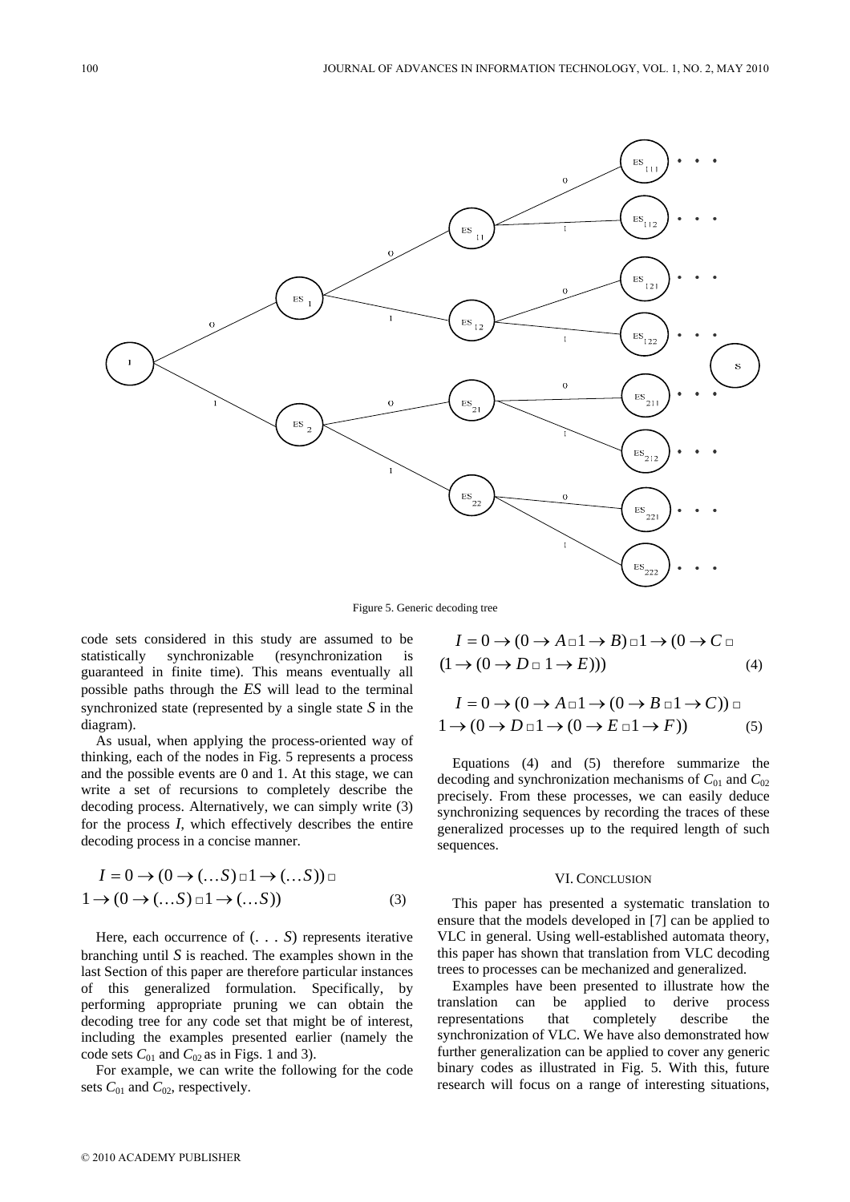Figure 5. Generic decoding tree

code sets considered in this study are assumed to be statistically synchronizable (resynchronization is guaranteed in finite time). This means eventually all possible paths through the *ES* will lead to the terminal synchronized state (represented by a single state *S* in the diagram).

As usual, when applying the process-oriented way of thinking, each of the nodes in Fig. 5 represents a process and the possible events are 0 and 1. At this stage, we can write a set of recursions to completely describe the decoding process. Alternatively, we can simply write (3) for the process *I*, which effectively describes the entire decoding process in a concise manner.

$$I = 0 \rightarrow (0 \rightarrow (\ldots S) \square 1 \rightarrow (\ldots S)) \square$$
$$1 \rightarrow (0 \rightarrow (\ldots S) \square 1 \rightarrow (\ldots S)) \quad (3)$$

Here, each occurrence of (. . . *S*) represents iterative branching until *S* is reached. The examples shown in the last Section of this paper are therefore particular instances of this generalized formulation. Specifically, by performing appropriate pruning we can obtain the decoding tree for any code set that might be of interest, including the examples presented earlier (namely the code sets $C_{01}$ and $C_{02}$ as in Figs. 1 and 3).

For example, we can write the following for the code sets $C_{01}$ and $C_{02}$, respectively.

$$I = 0 \rightarrow (0 \rightarrow A \square 1 \rightarrow B) \square 1 \rightarrow (0 \rightarrow C \square$$
$$(1 \rightarrow (0 \rightarrow D \square 1 \rightarrow E))) \quad (4)$$

$$I = 0 \rightarrow (0 \rightarrow A \square 1 \rightarrow (0 \rightarrow B \square 1 \rightarrow C)) \square$$
$$1 \rightarrow (0 \rightarrow D \square 1 \rightarrow (0 \rightarrow E \square 1 \rightarrow F)) \quad (5)$$

Equations (4) and (5) therefore summarize the decoding and synchronization mechanisms of $C_{01}$ and $C_{02}$ precisely. From these processes, we can easily deduce synchronizing sequences by recording the traces of these generalized processes up to the required length of such sequences.

## VI. Conclusion

This paper has presented a systematic translation to ensure that the models developed in [7] can be applied to VLC in general. Using well-established automata theory, this paper has shown that translation from VLC decoding trees to processes can be mechanized and generalized.

Examples have been presented to illustrate how the translation can be applied to derive process representations that completely describe the synchronization of VLC. We have also demonstrated how further generalization can be applied to cover any generic binary codes as illustrated in Fig. 5. With this, future research will focus on a range of interesting situations,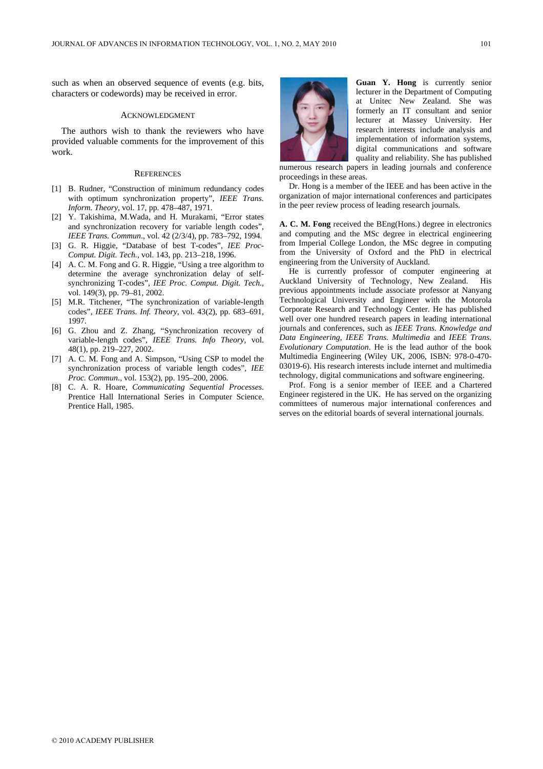such as when an observed sequence of events (e.g. bits, characters or codewords) may be received in error.

## Acknowledgment

The authors wish to thank the reviewers who have provided valuable comments for the improvement of this work.

## References

[1] B. Rudner, "Construction of minimum redundancy codes with optimum synchronization property", *IEEE Trans. Inform. Theory*, vol. 17, pp. 478–487, 1971.

[2] Y. Takishima, M.Wada, and H. Murakami, "Error states and synchronization recovery for variable length codes", *IEEE Trans. Commun*., vol. 42 (2/3/4), pp. 783–792, 1994.

[3] G. R. Higgie, "Database of best T-codes", *IEE Proc-Comput. Digit. Tech.*, vol. 143, pp. 213–218, 1996.

[4] A. C. M. Fong and G. R. Higgie, "Using a tree algorithm to determine the average synchronization delay of self-synchronizing T-codes", *IEE Proc. Comput. Digit. Tech*., vol. 149(3), pp. 79–81, 2002.

[5] M.R. Titchener, "The synchronization of variable-length codes", *IEEE Trans. Inf. Theory*, vol. 43(2), pp. 683–691, 1997.

[6] G. Zhou and Z. Zhang, "Synchronization recovery of variable-length codes", *IEEE Trans. Info Theory*, vol. 48(1), pp. 219–227, 2002.

[7] A. C. M. Fong and A. Simpson, "Using CSP to model the synchronization process of variable length codes", *IEE Proc. Commun*., vol. 153(2), pp. 195–200, 2006.

[8] C. A. R. Hoare, *Communicating Sequential Processes*. Prentice Hall International Series in Computer Science. Prentice Hall, 1985.

**Guan Y. Hong** is currently senior lecturer in the Department of Computing at Unitec New Zealand. She was formerly an IT consultant and senior lecturer at Massey University. Her research interests include analysis and implementation of information systems, digital communications and software quality and reliability. She has published numerous research papers in leading journals and conference proceedings in these areas.

Dr. Hong is a member of the IEEE and has been active in the organization of major international conferences and participates in the peer review process of leading research journals.

**A. C. M. Fong** received the BEng(Hons.) degree in electronics and computing and the MSc degree in electrical engineering from Imperial College London, the MSc degree in computing from the University of Oxford and the PhD in electrical engineering from the University of Auckland.

He is currently professor of computer engineering at Auckland University of Technology, New Zealand. His previous appointments include associate professor at Nanyang Technological University and Engineer with the Motorola Corporate Research and Technology Center. He has published well over one hundred research papers in leading international journals and conferences, such as *IEEE Trans. Knowledge and Data Engineering*, *IEEE Trans. Multimedia* and *IEEE Trans. Evolutionary Computation*. He is the lead author of the book Multimedia Engineering (Wiley UK, 2006, ISBN: 978-0-470-03019-6). His research interests include internet and multimedia technology, digital communications and software engineering.

Prof. Fong is a senior member of IEEE and a Chartered Engineer registered in the UK. He has served on the organizing committees of numerous major international conferences and serves on the editorial boards of several international journals.